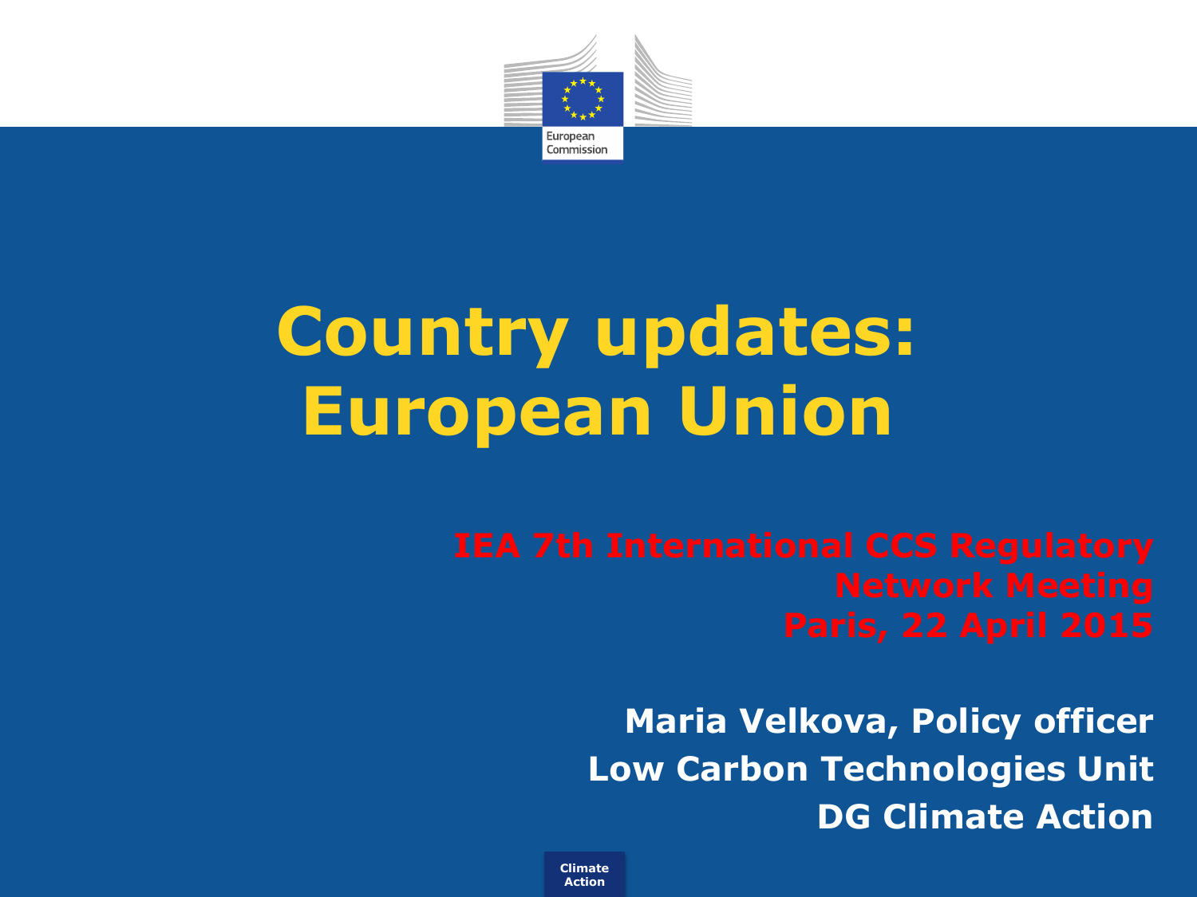European Commission

# Country updates: European Union

**IEA 7th International CCS Regulatory Network Meeting**
**Paris, 22 April 2015**

**Maria Velkova, Policy officer**
**Low Carbon Technologies Unit**
**DG Climate Action**

Climate Action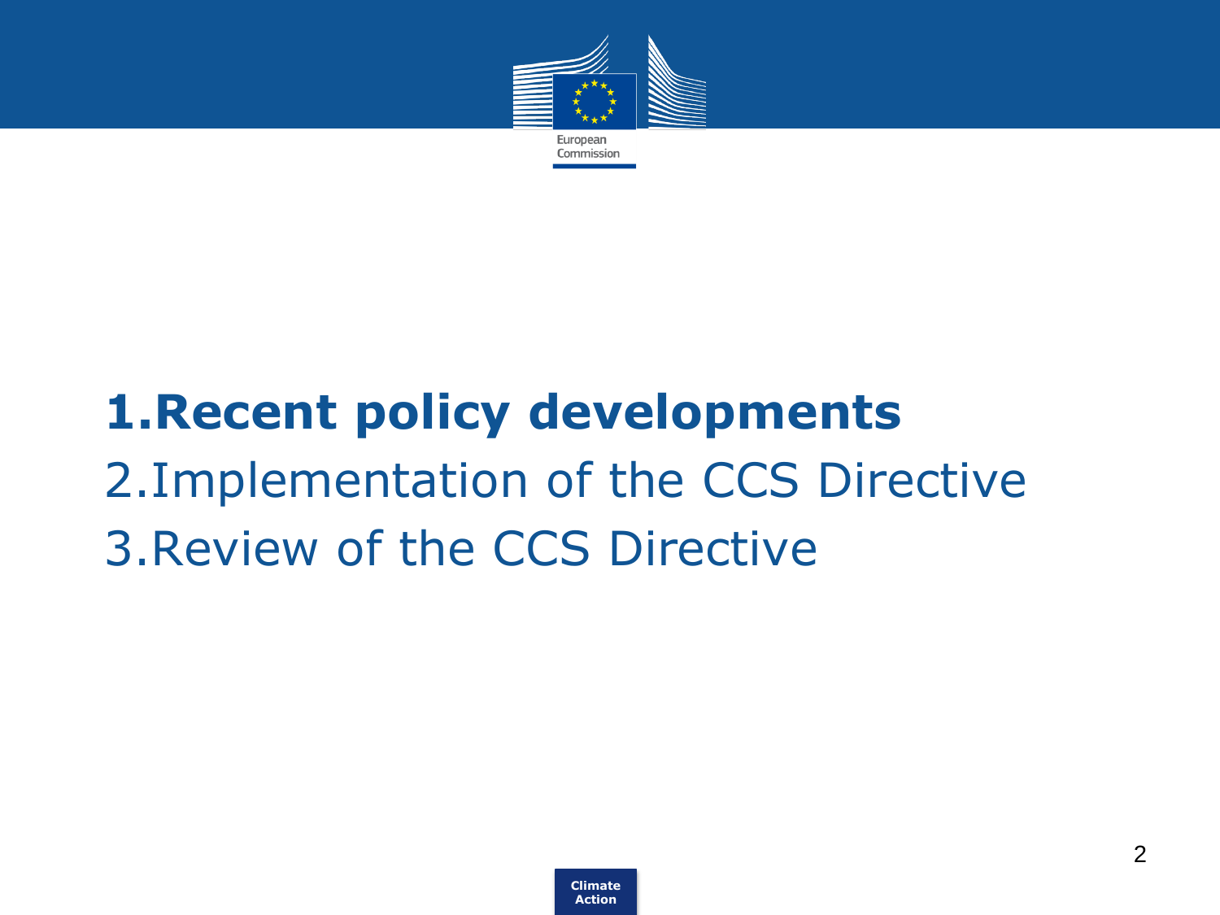1. **Recent policy developments**
2. Implementation of the CCS Directive
3. Review of the CCS Directive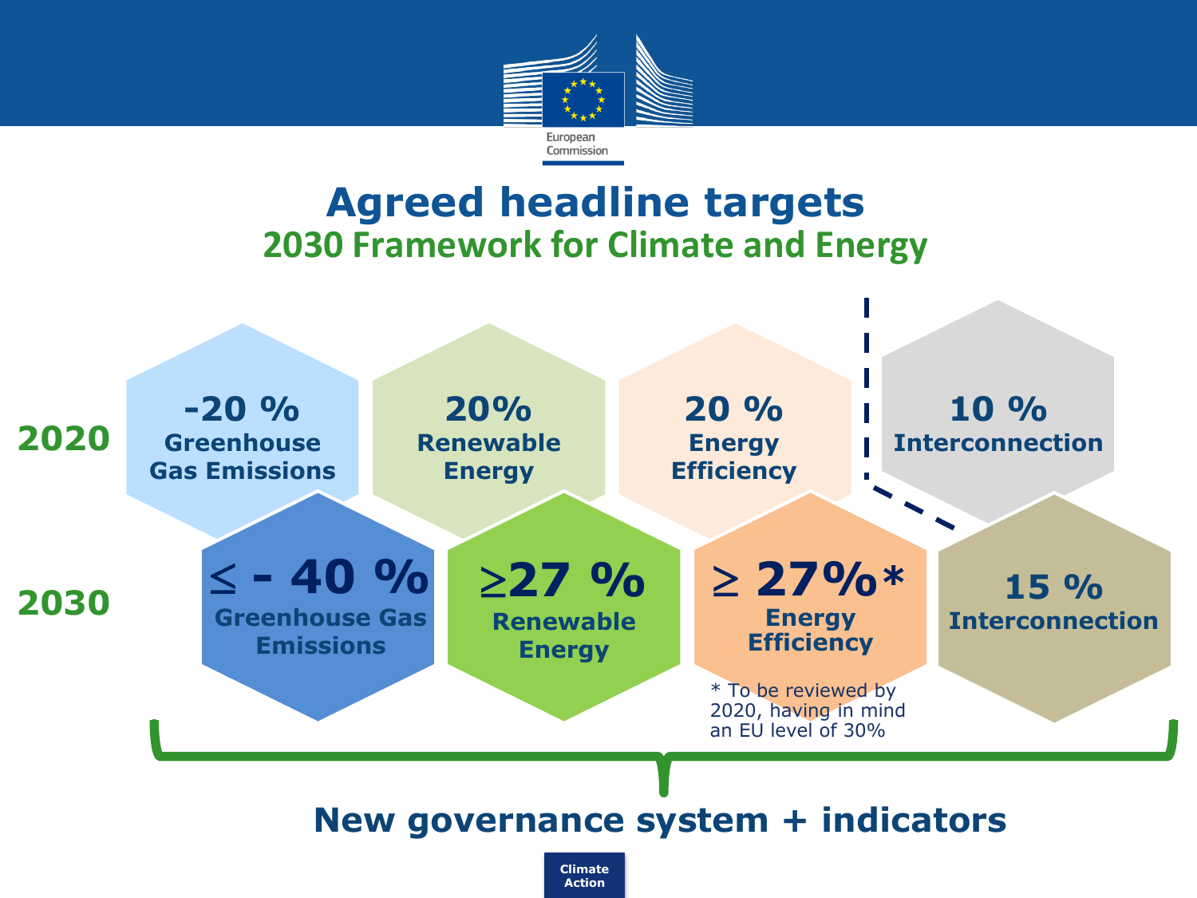# Agreed headline targets

## 2030 Framework for Climate and Energy

| | Greenhouse Gas Emissions | Renewable Energy | Energy Efficiency | Interconnection |
|---|---|---|---|---|
| **2020** | -20 % | 20% | 20 % | 10 % |
| **2030** | ≤ - 40 % | ≥27 % | ≥ 27%* | 15 % |

\* To be reviewed by 2020, having in mind an EU level of 30%

**New governance system + indicators**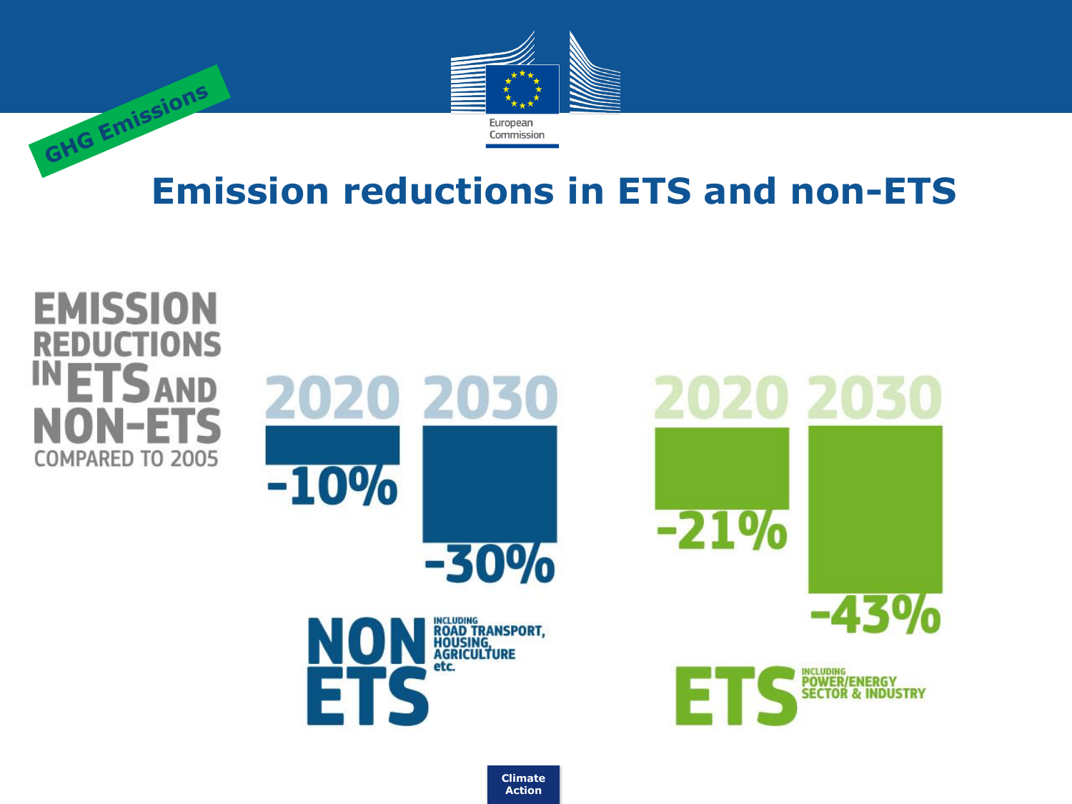GHG Emissions

# Emission reductions in ETS and non-ETS

EMISSION REDUCTIONS IN ETS AND NON-ETS COMPARED TO 2005

**NON ETS** — INCLUDING ROAD TRANSPORT, HOUSING, AGRICULTURE etc.

| 2020 | 2030 |
| --- | --- |
| -10% | -30% |

**ETS** — INCLUDING POWER/ENERGY SECTOR & INDUSTRY

| 2020 | 2030 |
| --- | --- |
| -21% | -43% |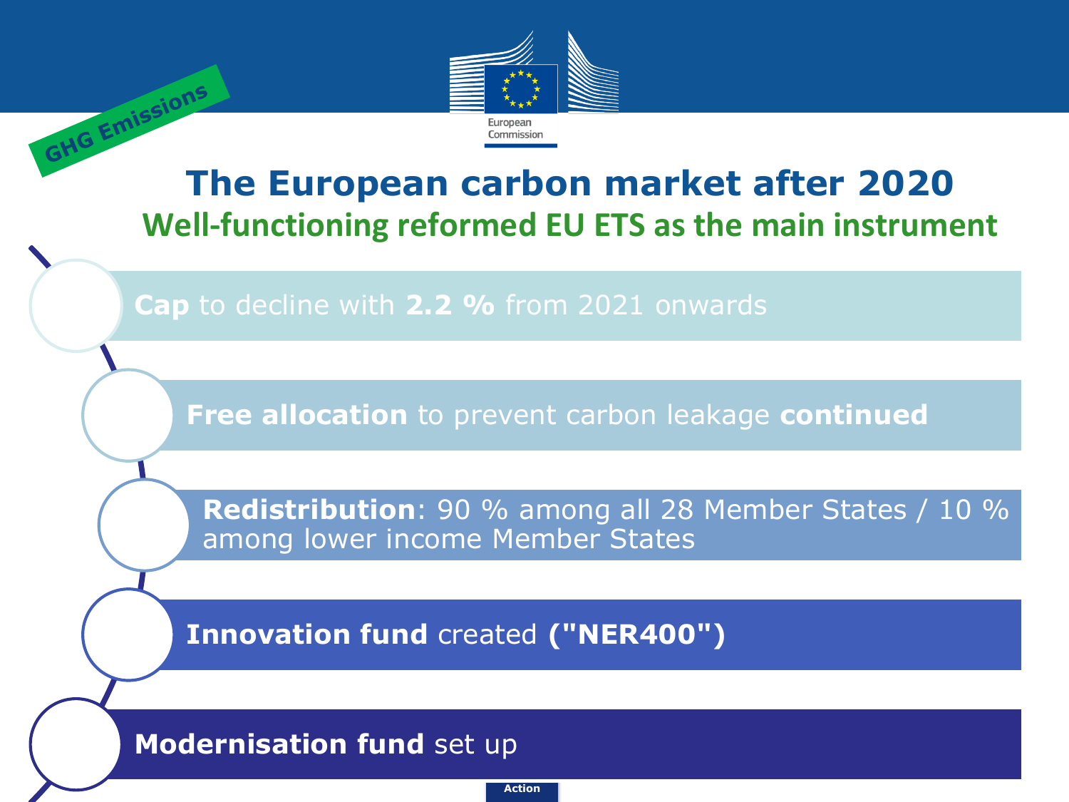GHG Emissions

# The European carbon market after 2020

## Well-functioning reformed EU ETS as the main instrument

- **Cap** to decline with **2.2 %** from 2021 onwards
- **Free allocation** to prevent carbon leakage **continued**
- **Redistribution**: 90 % among all 28 Member States / 10 % among lower income Member States
- **Innovation fund** created **("NER400")**
- **Modernisation fund** set up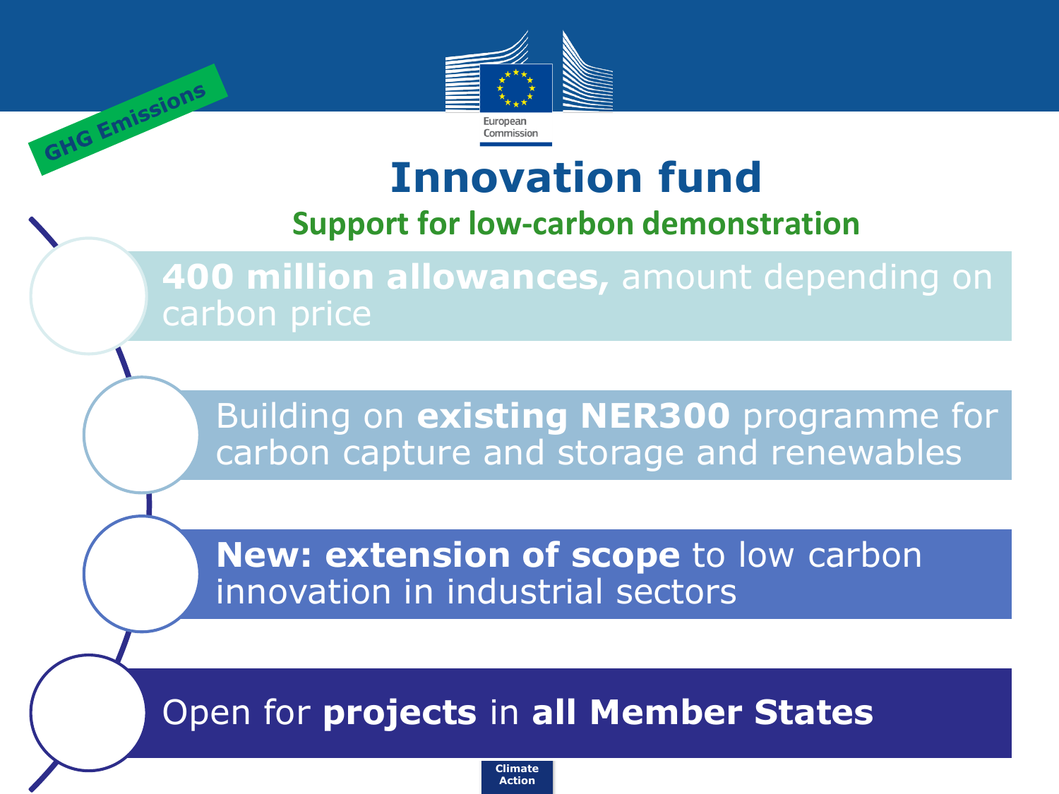GHG Emissions

# Innovation fund

## Support for low-carbon demonstration

- **400 million allowances,** amount depending on carbon price
- Building on **existing NER300** programme for carbon capture and storage and renewables
- **New: extension of scope** to low carbon innovation in industrial sectors
- Open for **projects** in **all Member States**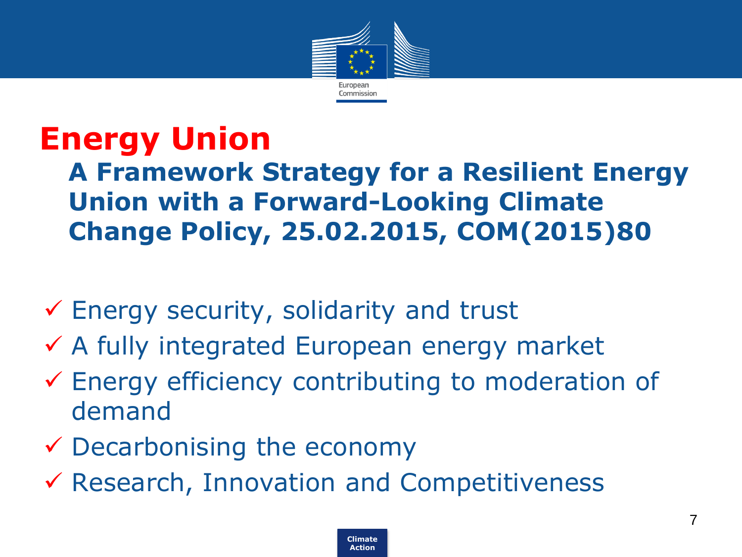# Energy Union

## A Framework Strategy for a Resilient Energy Union with a Forward-Looking Climate Change Policy, 25.02.2015, COM(2015)80

- ✓ Energy security, solidarity and trust
- ✓ A fully integrated European energy market
- ✓ Energy efficiency contributing to moderation of demand
- ✓ Decarbonising the economy
- ✓ Research, Innovation and Competitiveness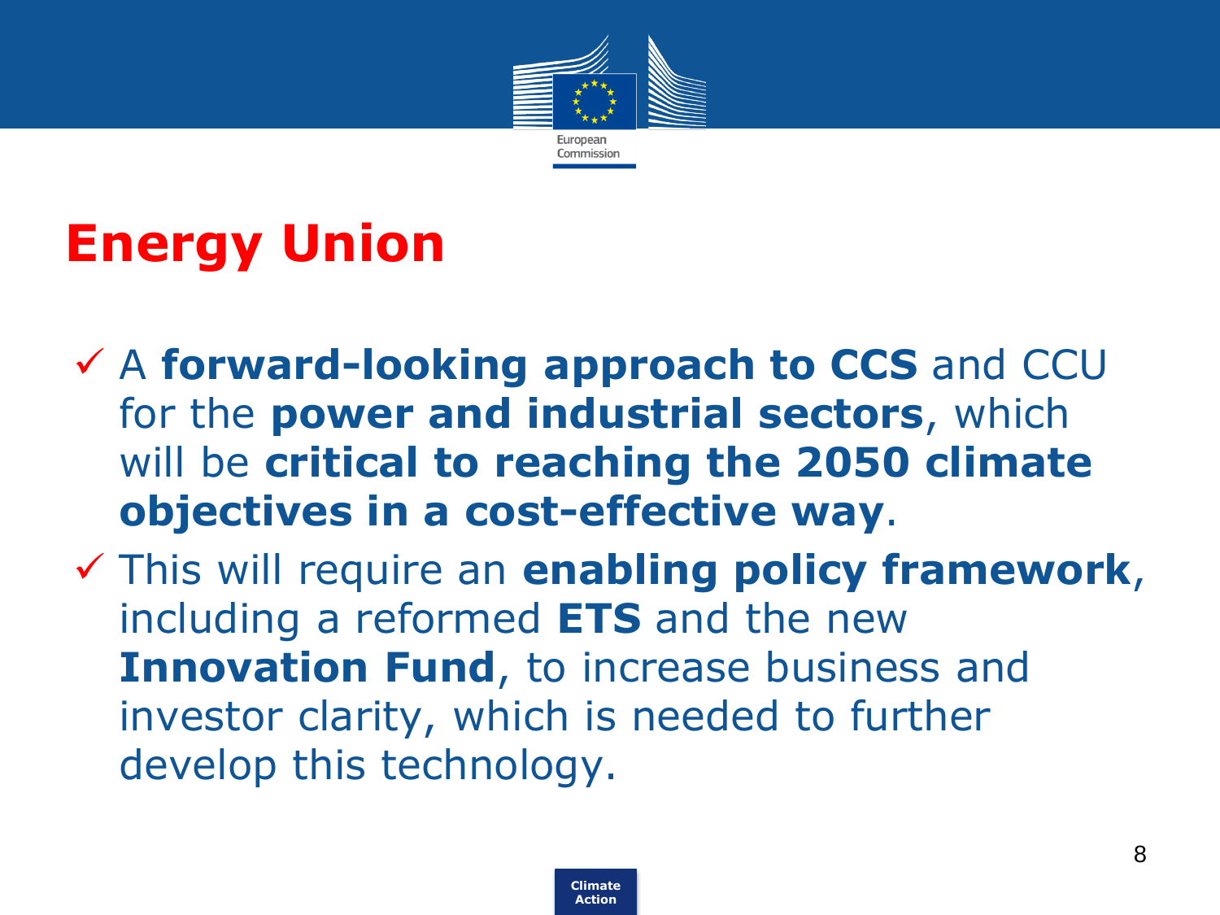# Energy Union

- ✓ A **forward-looking approach to CCS** and CCU for the **power and industrial sectors**, which will be **critical to reaching the 2050 climate objectives in a cost-effective way**.
- ✓ This will require an **enabling policy framework**, including a reformed **ETS** and the new **Innovation Fund**, to increase business and investor clarity, which is needed to further develop this technology.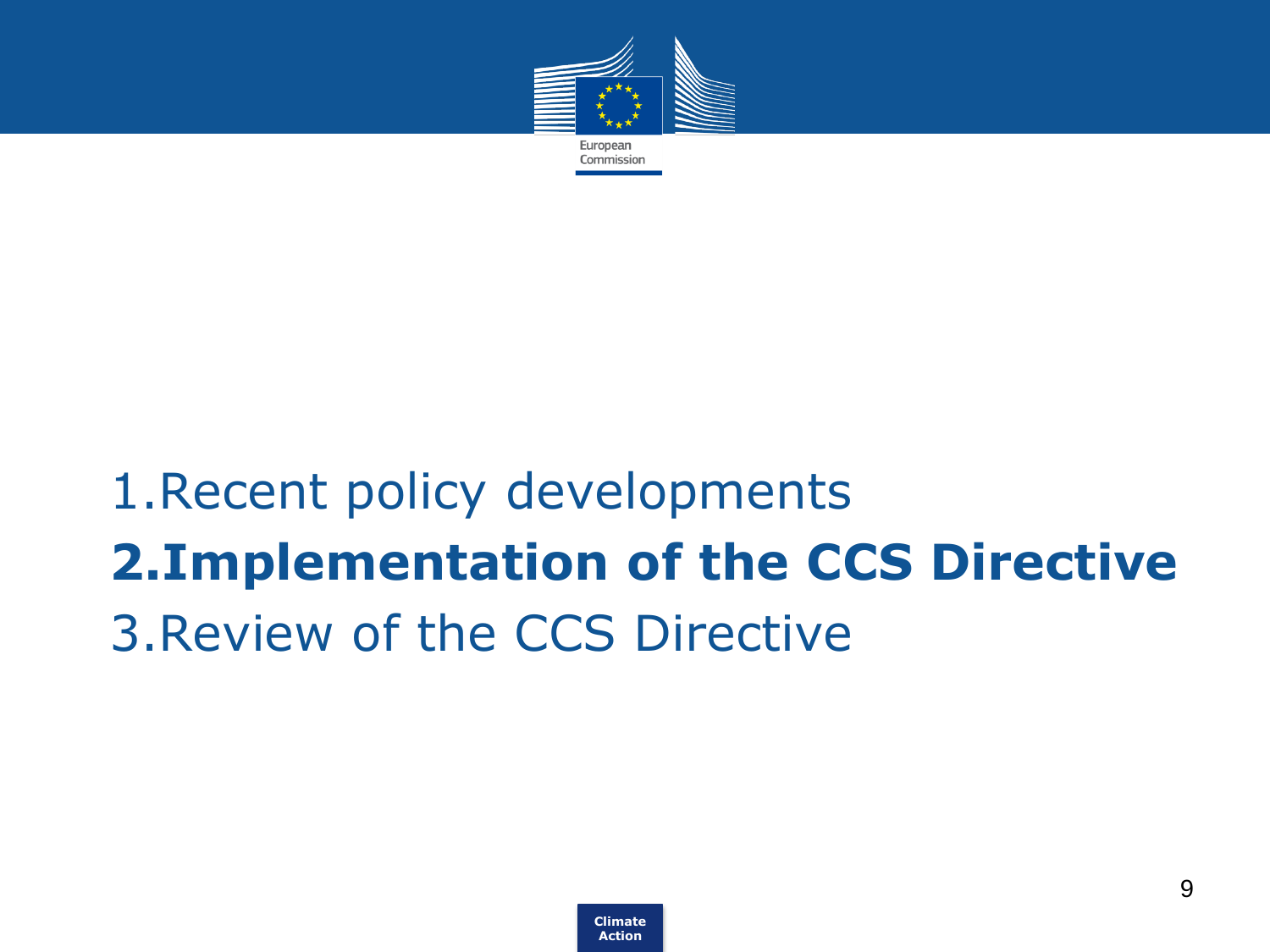1. Recent policy developments
2. **Implementation of the CCS Directive**
3. Review of the CCS Directive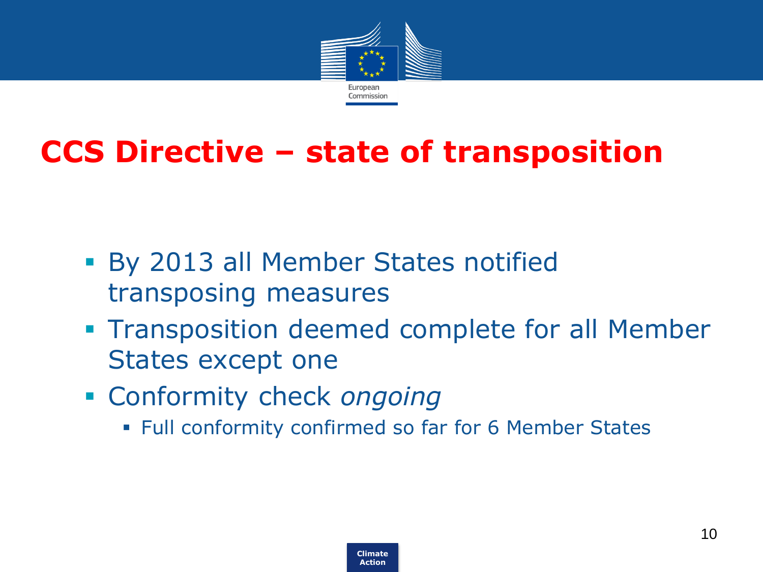# CCS Directive – state of transposition

- By 2013 all Member States notified transposing measures
- Transposition deemed complete for all Member States except one
- Conformity check *ongoing*
  - Full conformity confirmed so far for 6 Member States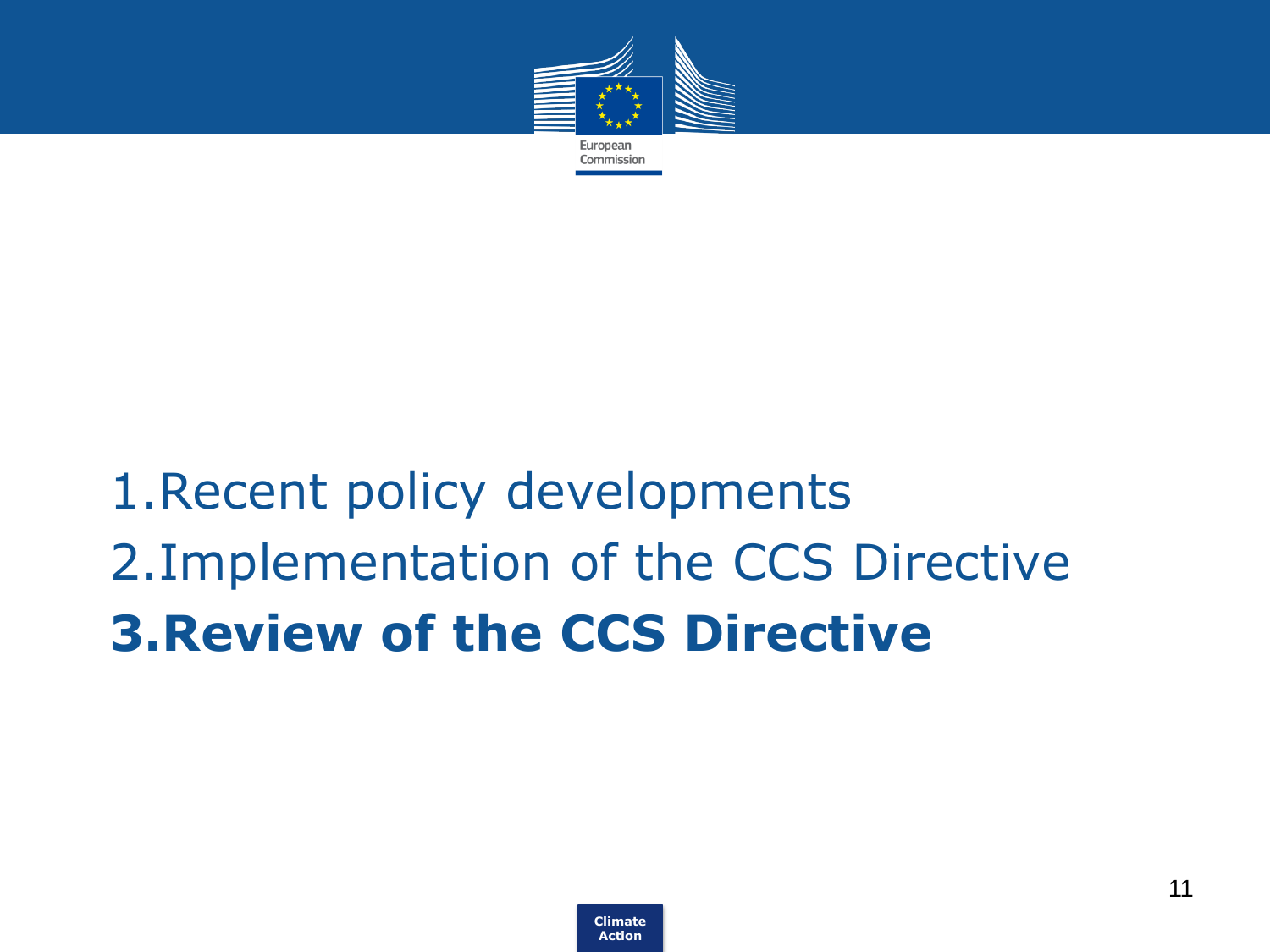1. Recent policy developments
2. Implementation of the CCS Directive
3. **Review of the CCS Directive**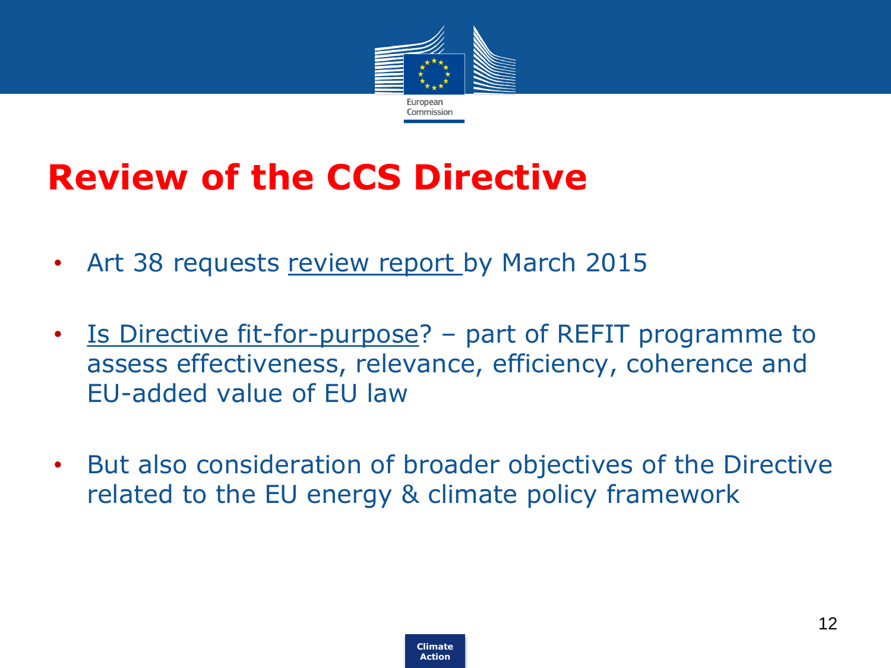# Review of the CCS Directive

- Art 38 requests review report by March 2015
- Is Directive fit-for-purpose? – part of REFIT programme to assess effectiveness, relevance, efficiency, coherence and EU-added value of EU law
- But also consideration of broader objectives of the Directive related to the EU energy & climate policy framework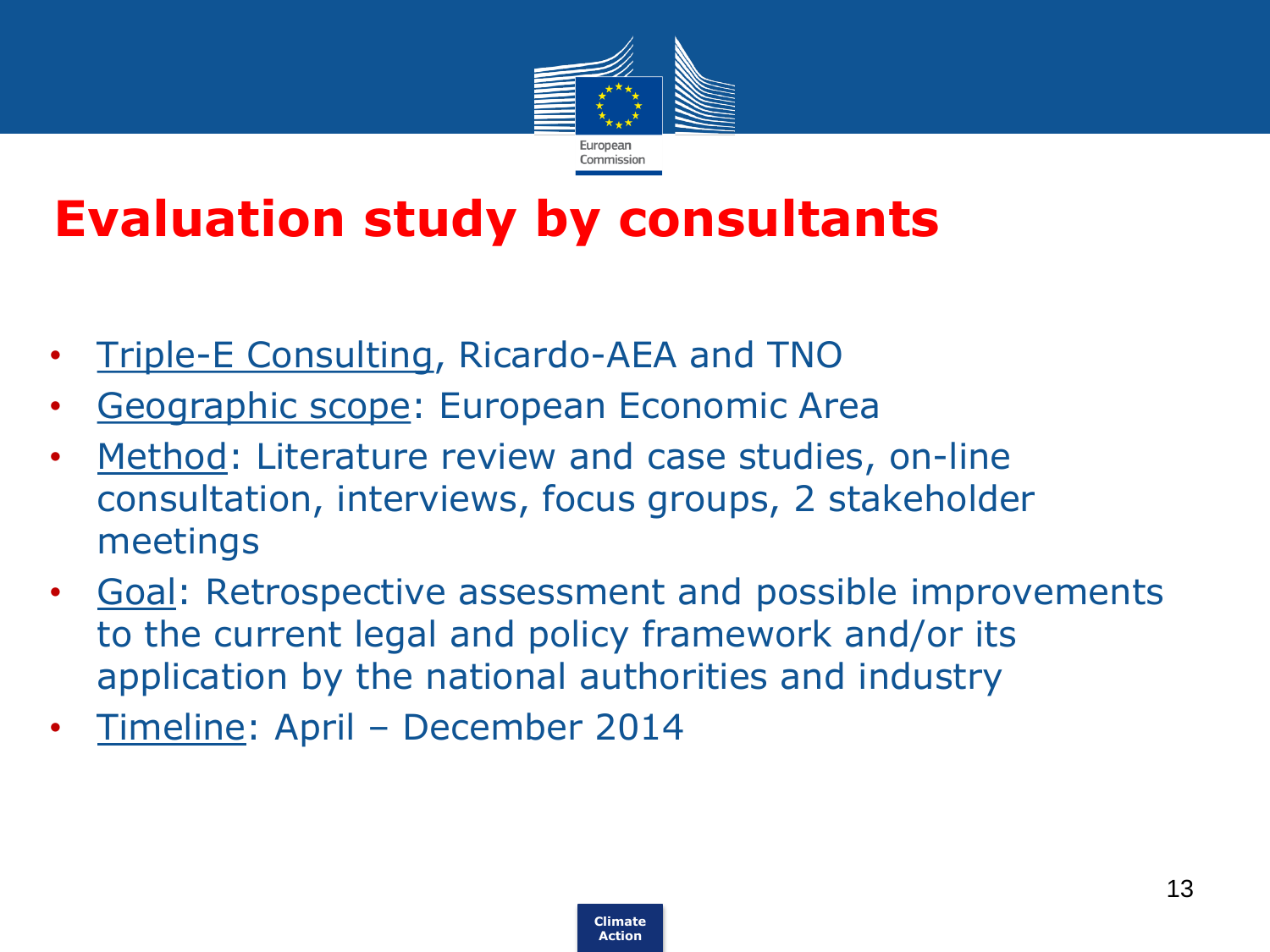# Evaluation study by consultants

- Triple-E Consulting, Ricardo-AEA and TNO
- Geographic scope: European Economic Area
- Method: Literature review and case studies, on-line consultation, interviews, focus groups, 2 stakeholder meetings
- Goal: Retrospective assessment and possible improvements to the current legal and policy framework and/or its application by the national authorities and industry
- Timeline: April – December 2014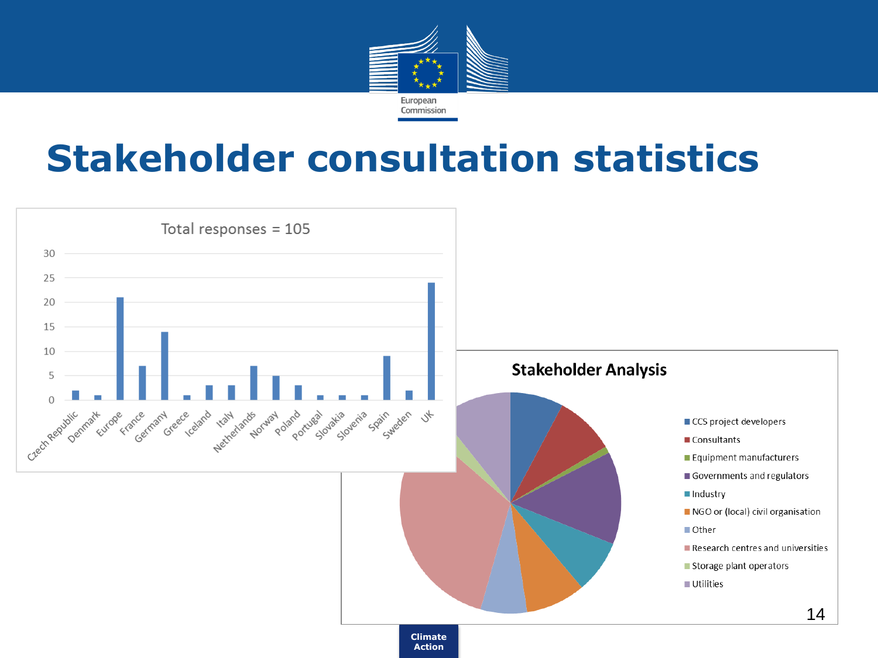# Stakeholder consultation statistics

**Total responses = 105**

| Country | Responses |
|---|---|
| Czech Republic | 2 |
| Denmark | 1 |
| Europe | 21 |
| France | 7 |
| Germany | 14 |
| Greece | 1 |
| Iceland | 3 |
| Italy | 3 |
| Netherlands | 7 |
| Norway | 5 |
| Poland | 3 |
| Portugal | 1 |
| Slovakia | 1 |
| Slovenia | 1 |
| Spain | 9 |
| Sweden | 2 |
| UK | 24 |

**Stakeholder Analysis**

- CCS project developers
- Consultants
- Equipment manufacturers
- Governments and regulators
- Industry
- NGO or (local) civil organisation
- Other
- Research centres and universities
- Storage plant operators
- Utilities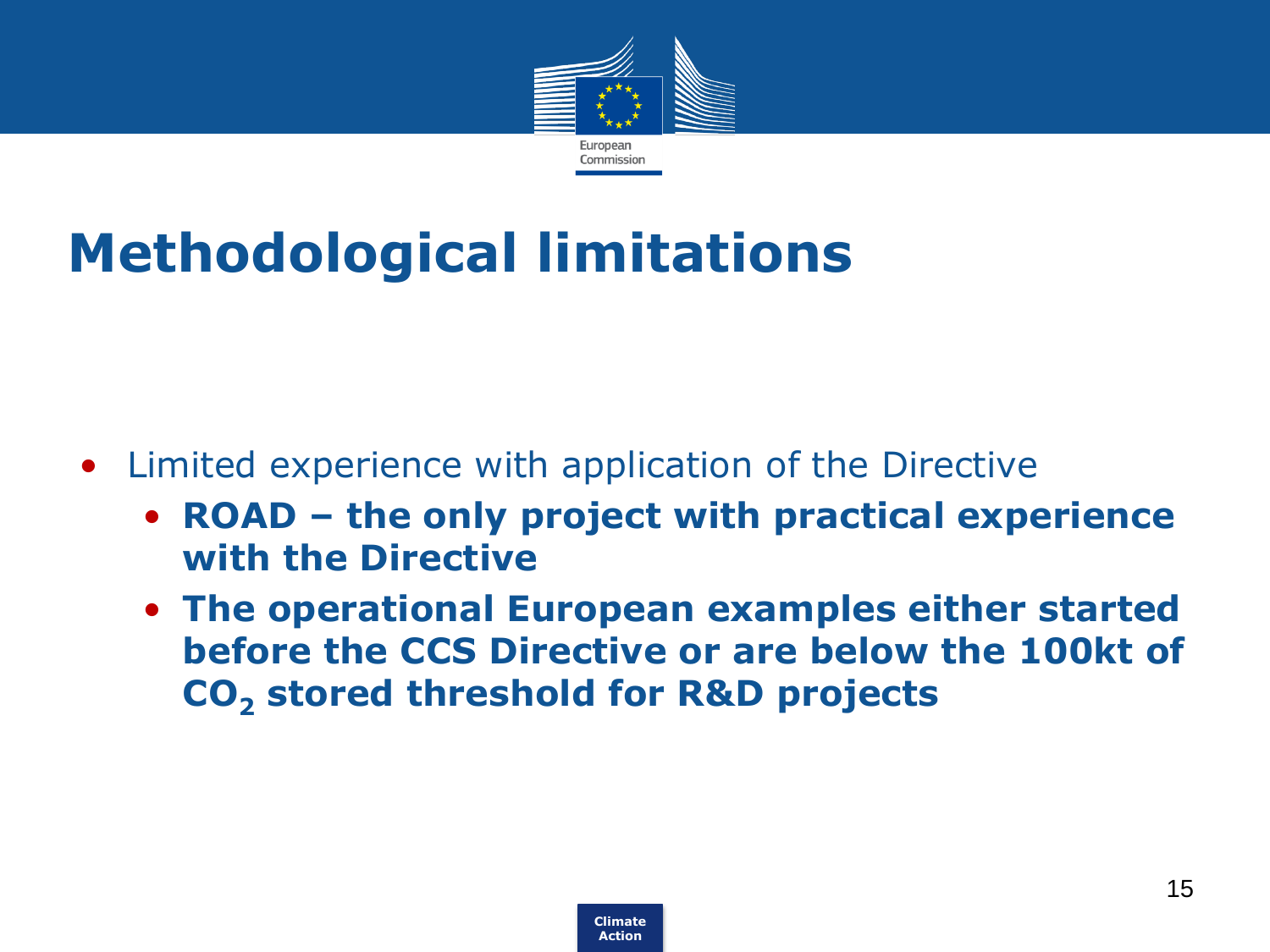# Methodological limitations

- Limited experience with application of the Directive
  - **ROAD – the only project with practical experience with the Directive**
  - **The operational European examples either started before the CCS Directive or are below the 100kt of $CO_2$ stored threshold for R&D projects**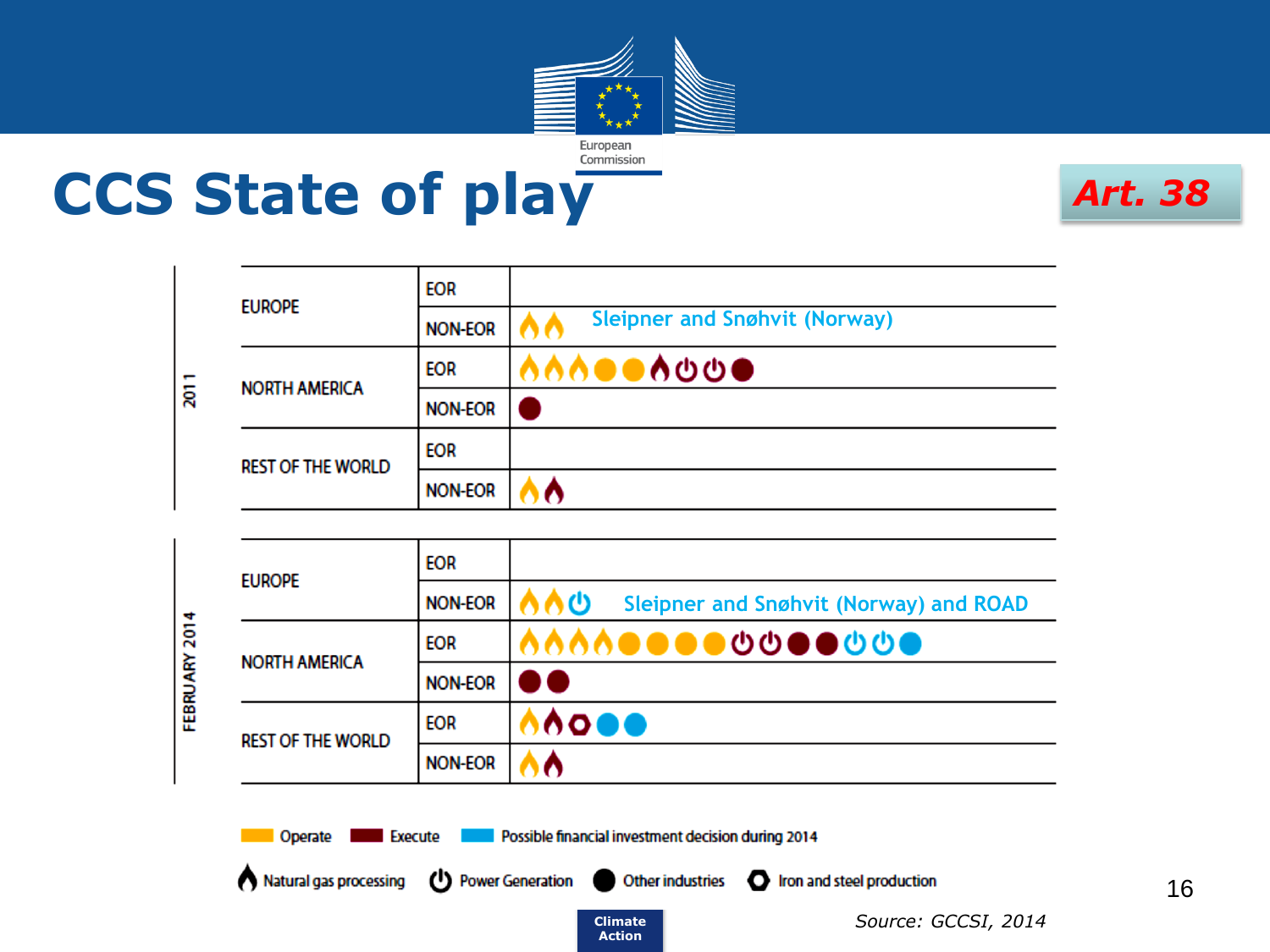# CCS State of play

**Art. 38**

| Period | Region | Type | Projects |
|---|---|---|---|
| 2011 | EUROPE | EOR | |
| | | NON-EOR | Operate: Natural gas processing ×2 — Sleipner and Snøhvit (Norway) |
| | NORTH AMERICA | EOR | Operate: Natural gas processing ×3, Other industries ×2; Execute: Natural gas processing ×1, Power Generation ×2, Other industries ×1 |
| | | NON-EOR | Execute: Other industries ×1 |
| | REST OF THE WORLD | EOR | |
| | | NON-EOR | Operate: Natural gas processing ×1; Execute: Natural gas processing ×1 |
| FEBRUARY 2014 | EUROPE | EOR | |
| | | NON-EOR | Operate: Natural gas processing ×2; Possible FID 2014: Power Generation ×1 — Sleipner and Snøhvit (Norway) and ROAD |
| | NORTH AMERICA | EOR | Operate: Natural gas processing ×4, Other industries ×4; Execute: Power Generation ×2, Other industries ×2; Possible FID 2014: Power Generation ×2, Other industries ×1 |
| | | NON-EOR | Execute: Other industries ×2 |
| | REST OF THE WORLD | EOR | Operate: Natural gas processing ×1; Execute: Natural gas processing ×1, Iron and steel production ×1; Possible FID 2014: Other industries ×2 |
| | | NON-EOR | Operate: Natural gas processing ×1; Execute: Natural gas processing ×1 |

Operate | Execute | Possible financial investment decision during 2014

Natural gas processing | Power Generation | Other industries | Iron and steel production

*Source: GCCSI, 2014*

Climate Action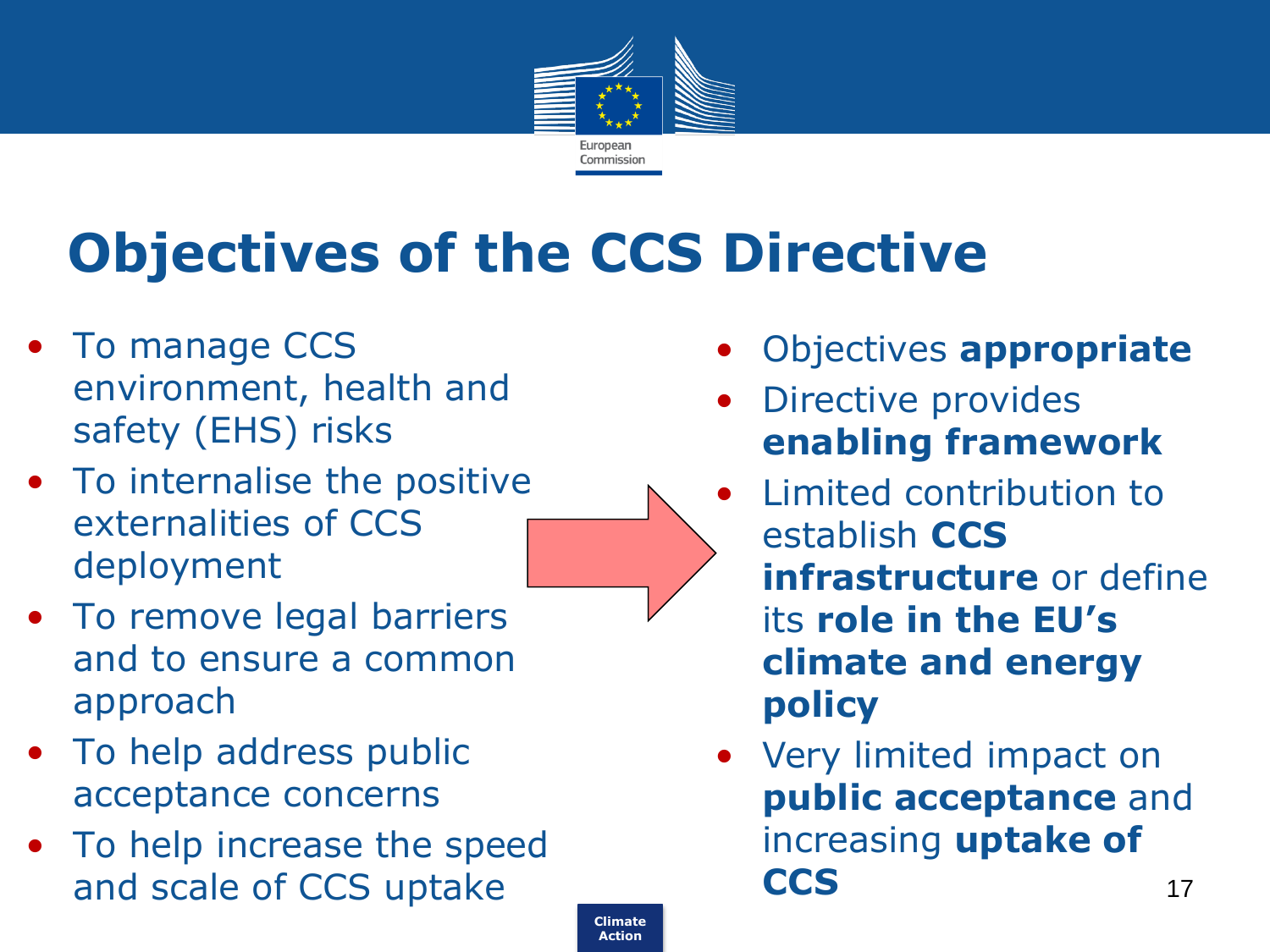# Objectives of the CCS Directive

- To manage CCS environment, health and safety (EHS) risks
- To internalise the positive externalities of CCS deployment
- To remove legal barriers and to ensure a common approach
- To help address public acceptance concerns
- To help increase the speed and scale of CCS uptake

- Objectives **appropriate**
- Directive provides **enabling framework**
- Limited contribution to establish **CCS infrastructure** or define its **role in the EU's climate and energy policy**
- Very limited impact on **public acceptance** and increasing **uptake of CCS**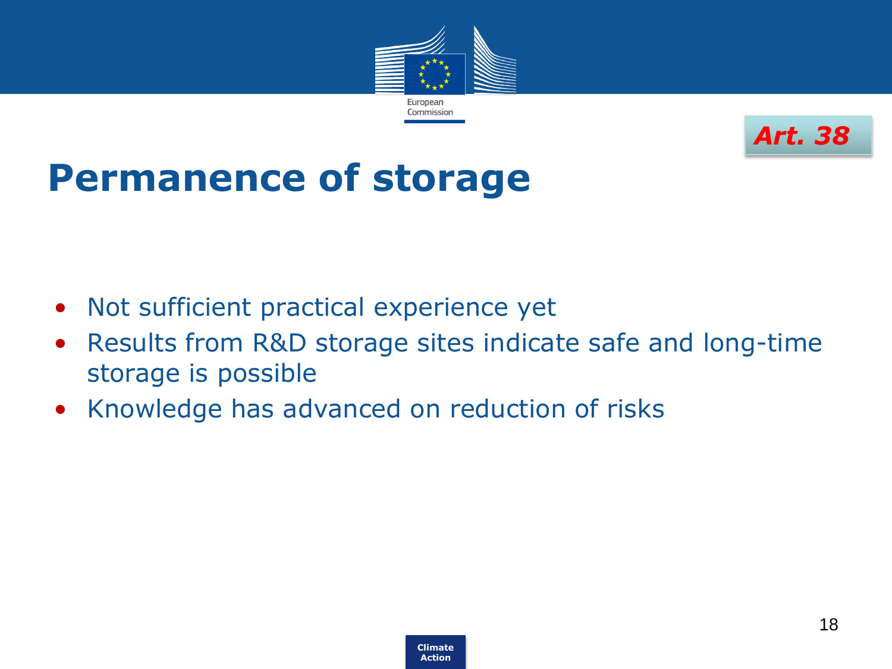*Art. 38*

# Permanence of storage

- Not sufficient practical experience yet
- Results from R&D storage sites indicate safe and long-time storage is possible
- Knowledge has advanced on reduction of risks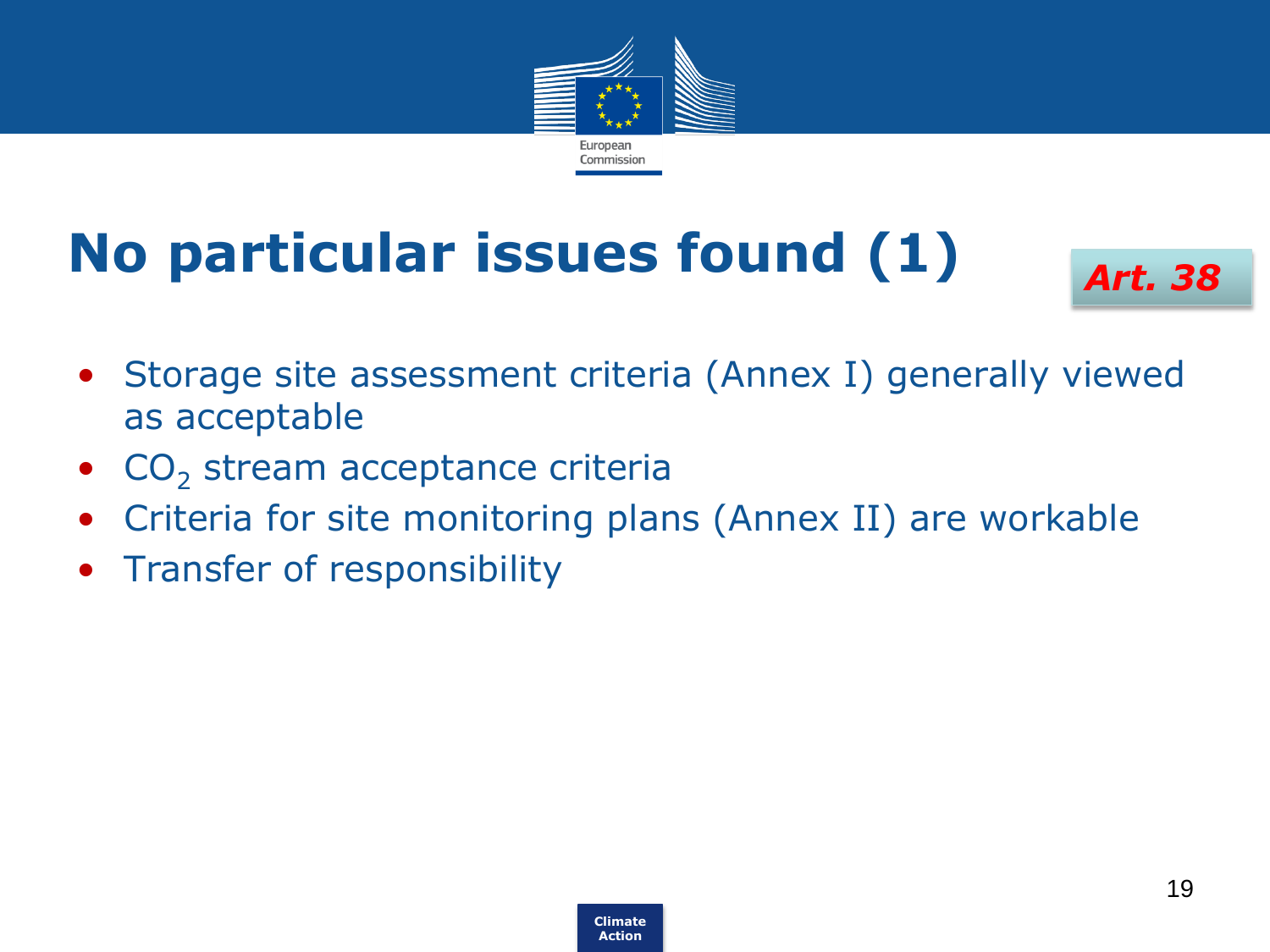# No particular issues found (1)

*Art. 38*

- Storage site assessment criteria (Annex I) generally viewed as acceptable
- $CO_2$ stream acceptance criteria
- Criteria for site monitoring plans (Annex II) are workable
- Transfer of responsibility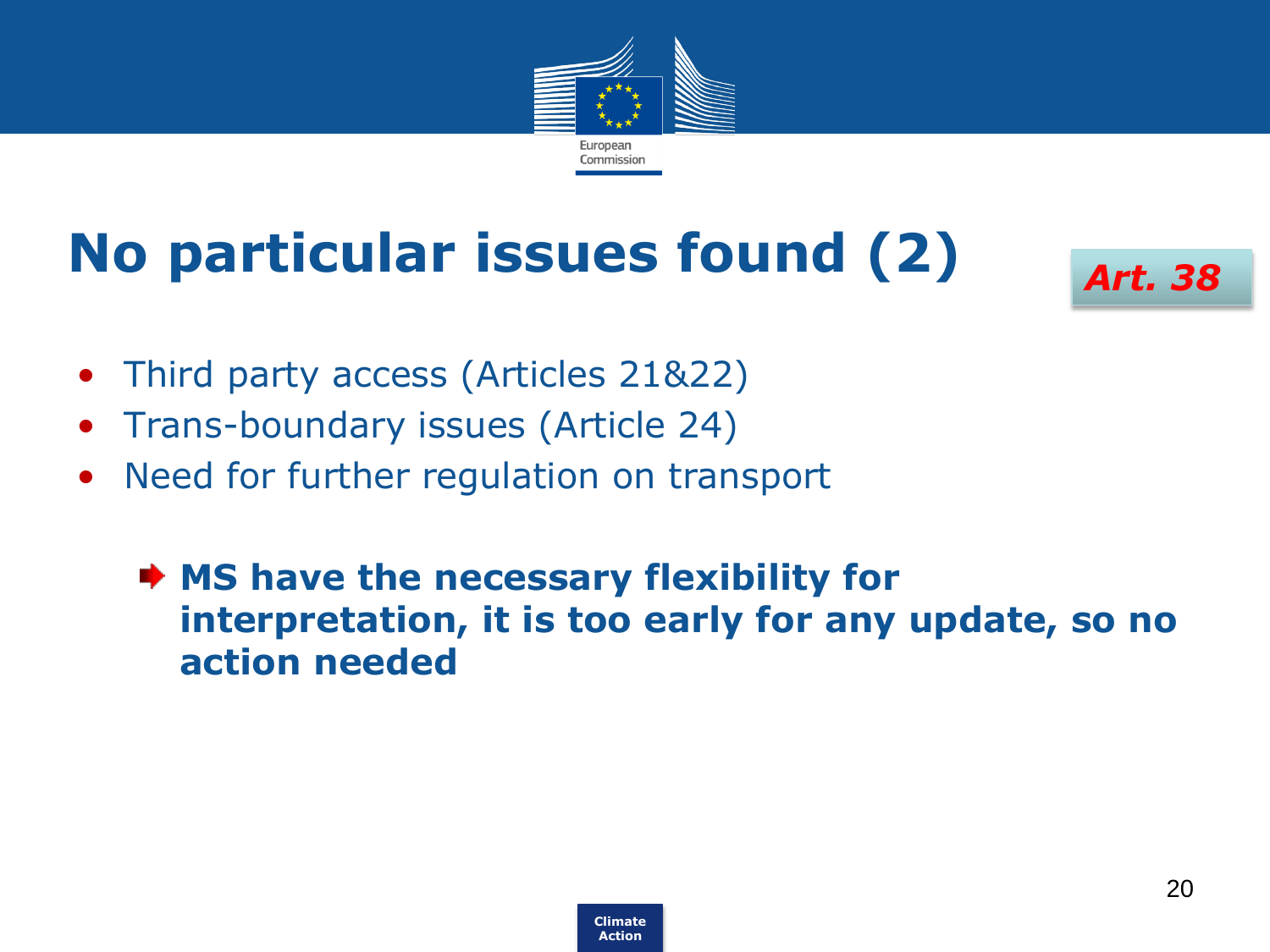# No particular issues found (2)

*Art. 38*

- Third party access (Articles 21&22)
- Trans-boundary issues (Article 24)
- Need for further regulation on transport

➧ **MS have the necessary flexibility for interpretation, it is too early for any update, so no action needed**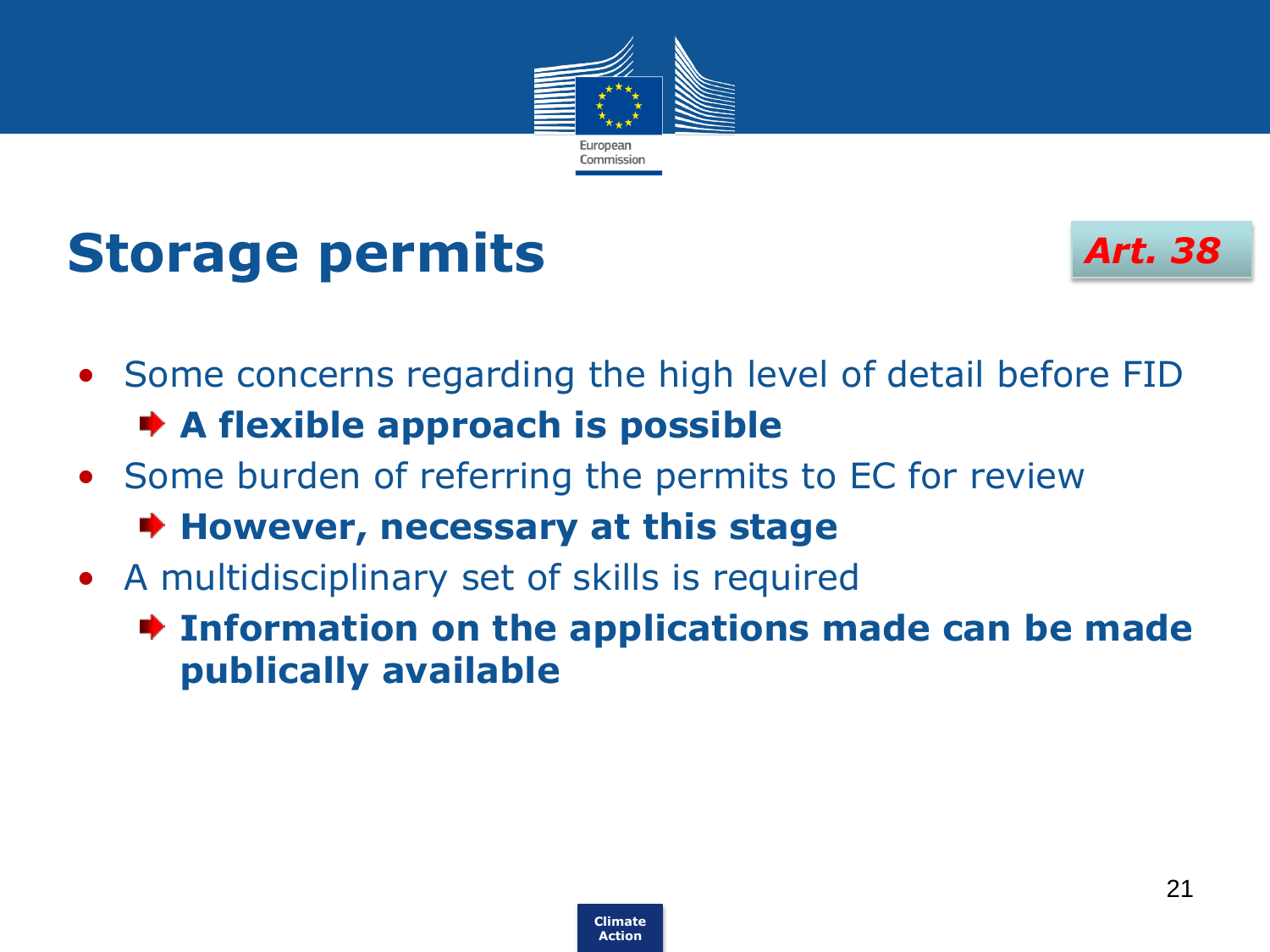# Storage permits

*Art. 38*

- Some concerns regarding the high level of detail before FID
  - **A flexible approach is possible**
- Some burden of referring the permits to EC for review
  - **However, necessary at this stage**
- A multidisciplinary set of skills is required
  - **Information on the applications made can be made publically available**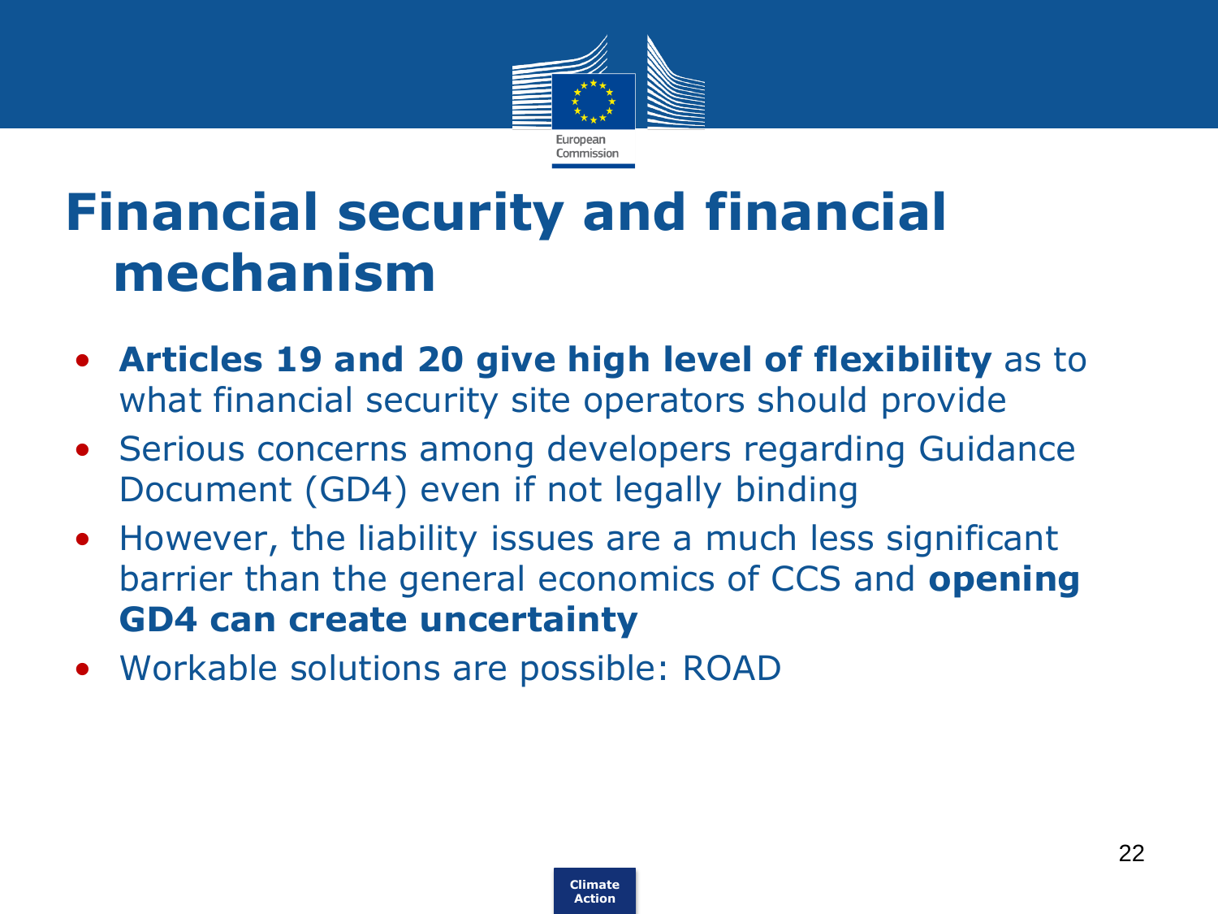# Financial security and financial mechanism

- **Articles 19 and 20 give high level of flexibility** as to what financial security site operators should provide
- Serious concerns among developers regarding Guidance Document (GD4) even if not legally binding
- However, the liability issues are a much less significant barrier than the general economics of CCS and **opening GD4 can create uncertainty**
- Workable solutions are possible: ROAD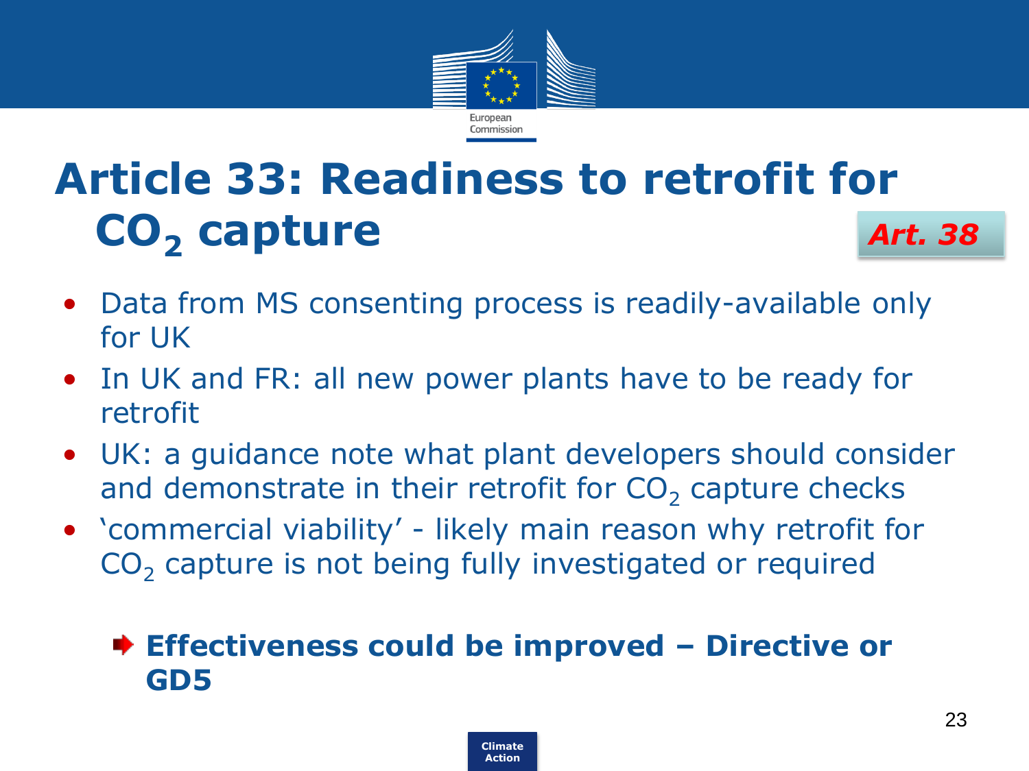# Article 33: Readiness to retrofit for $CO_2$ capture

***Art. 38***

- Data from MS consenting process is readily-available only for UK
- In UK and FR: all new power plants have to be ready for retrofit
- UK: a guidance note what plant developers should consider and demonstrate in their retrofit for $CO_2$ capture checks
- 'commercial viability' - likely main reason why retrofit for $CO_2$ capture is not being fully investigated or required

➡ **Effectiveness could be improved – Directive or GD5**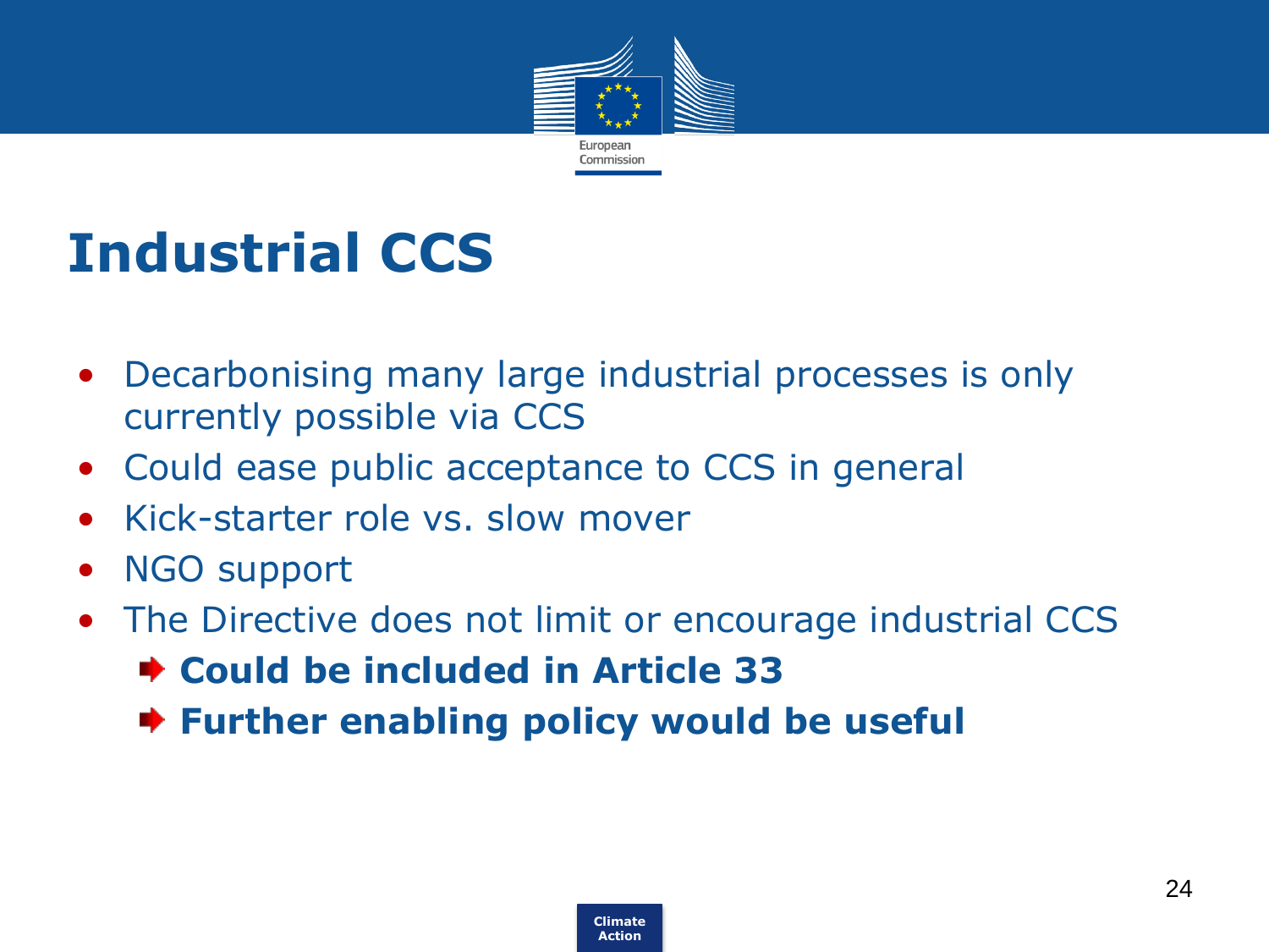# Industrial CCS

- Decarbonising many large industrial processes is only currently possible via CCS
- Could ease public acceptance to CCS in general
- Kick-starter role vs. slow mover
- NGO support
- The Directive does not limit or encourage industrial CCS
  - **Could be included in Article 33**
  - **Further enabling policy would be useful**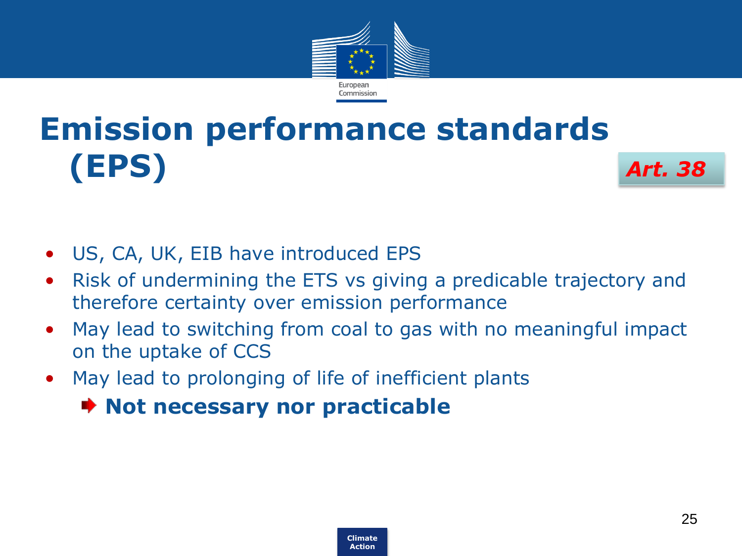# Emission performance standards (EPS)

***Art. 38***

- US, CA, UK, EIB have introduced EPS
- Risk of undermining the ETS vs giving a predicable trajectory and therefore certainty over emission performance
- May lead to switching from coal to gas with no meaningful impact on the uptake of CCS
- May lead to prolonging of life of inefficient plants

  ➡ **Not necessary nor practicable**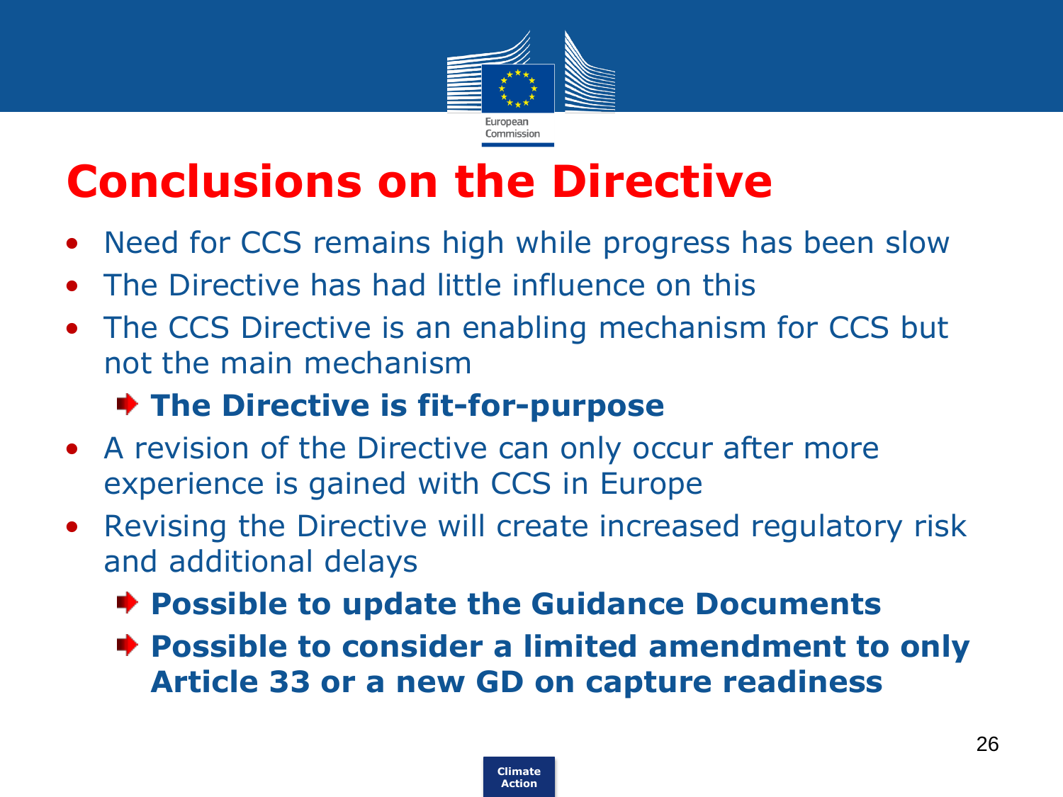# Conclusions on the Directive

- Need for CCS remains high while progress has been slow
- The Directive has had little influence on this
- The CCS Directive is an enabling mechanism for CCS but not the main mechanism
  - ➡ **The Directive is fit-for-purpose**
- A revision of the Directive can only occur after more experience is gained with CCS in Europe
- Revising the Directive will create increased regulatory risk and additional delays
  - ➡ **Possible to update the Guidance Documents**
  - ➡ **Possible to consider a limited amendment to only Article 33 or a new GD on capture readiness**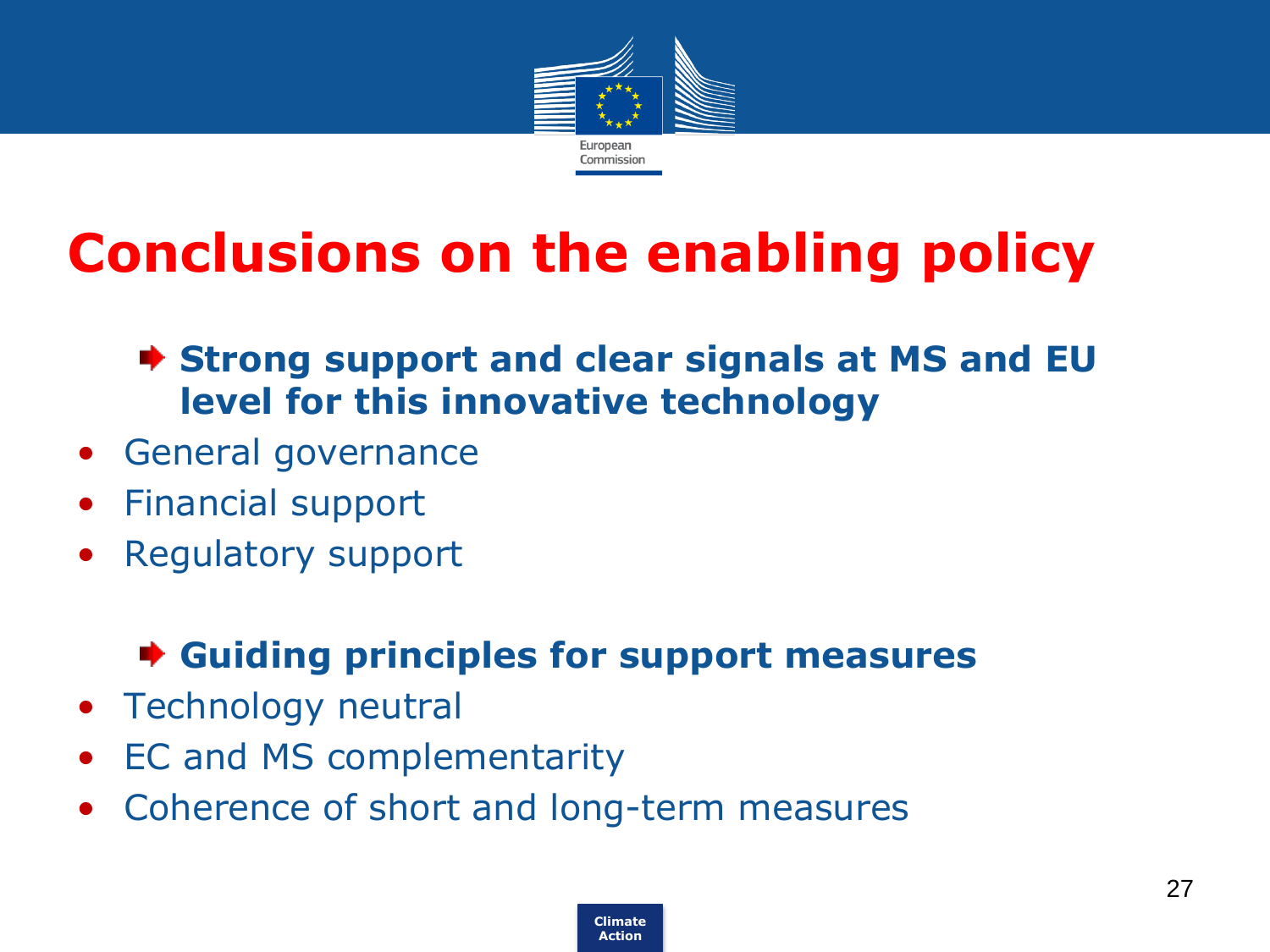# Conclusions on the enabling policy

➡ **Strong support and clear signals at MS and EU level for this innovative technology**

- General governance
- Financial support
- Regulatory support

➡ **Guiding principles for support measures**

- Technology neutral
- EC and MS complementarity
- Coherence of short and long-term measures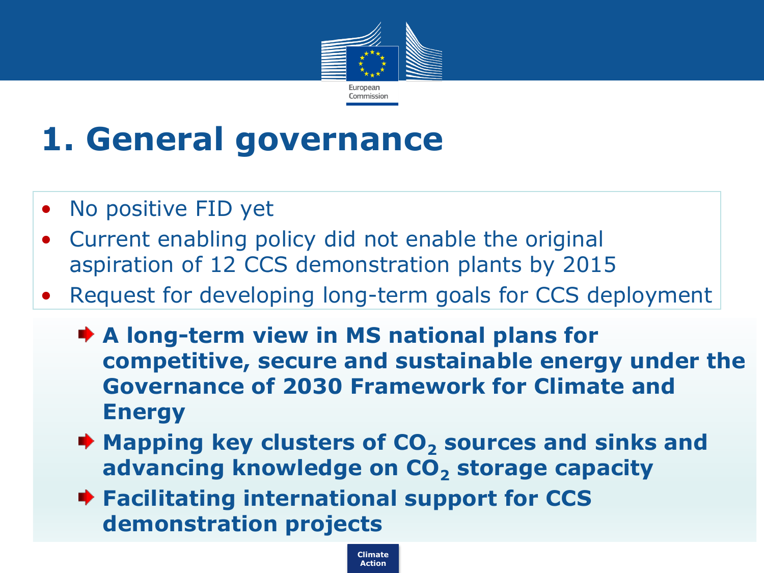# 1. General governance

- No positive FID yet
- Current enabling policy did not enable the original aspiration of 12 CCS demonstration plants by 2015
- Request for developing long-term goals for CCS deployment

➧ **A long-term view in MS national plans for competitive, secure and sustainable energy under the Governance of 2030 Framework for Climate and Energy**

➧ **Mapping key clusters of $CO_2$ sources and sinks and advancing knowledge on $CO_2$ storage capacity**

➧ **Facilitating international support for CCS demonstration projects**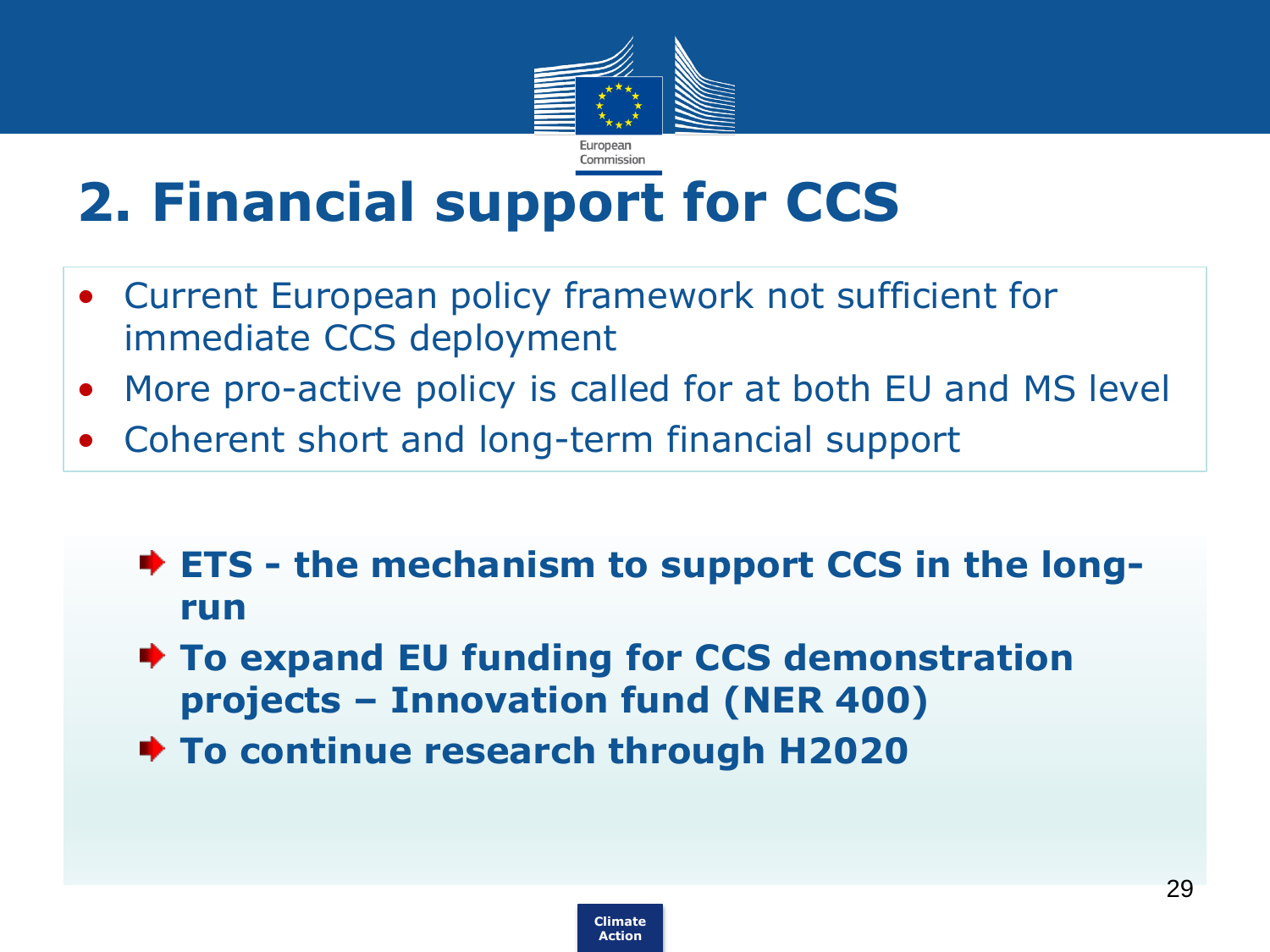# 2. Financial support for CCS

- Current European policy framework not sufficient for immediate CCS deployment
- More pro-active policy is called for at both EU and MS level
- Coherent short and long-term financial support

- **ETS - the mechanism to support CCS in the long-run**
- **To expand EU funding for CCS demonstration projects – Innovation fund (NER 400)**
- **To continue research through H2020**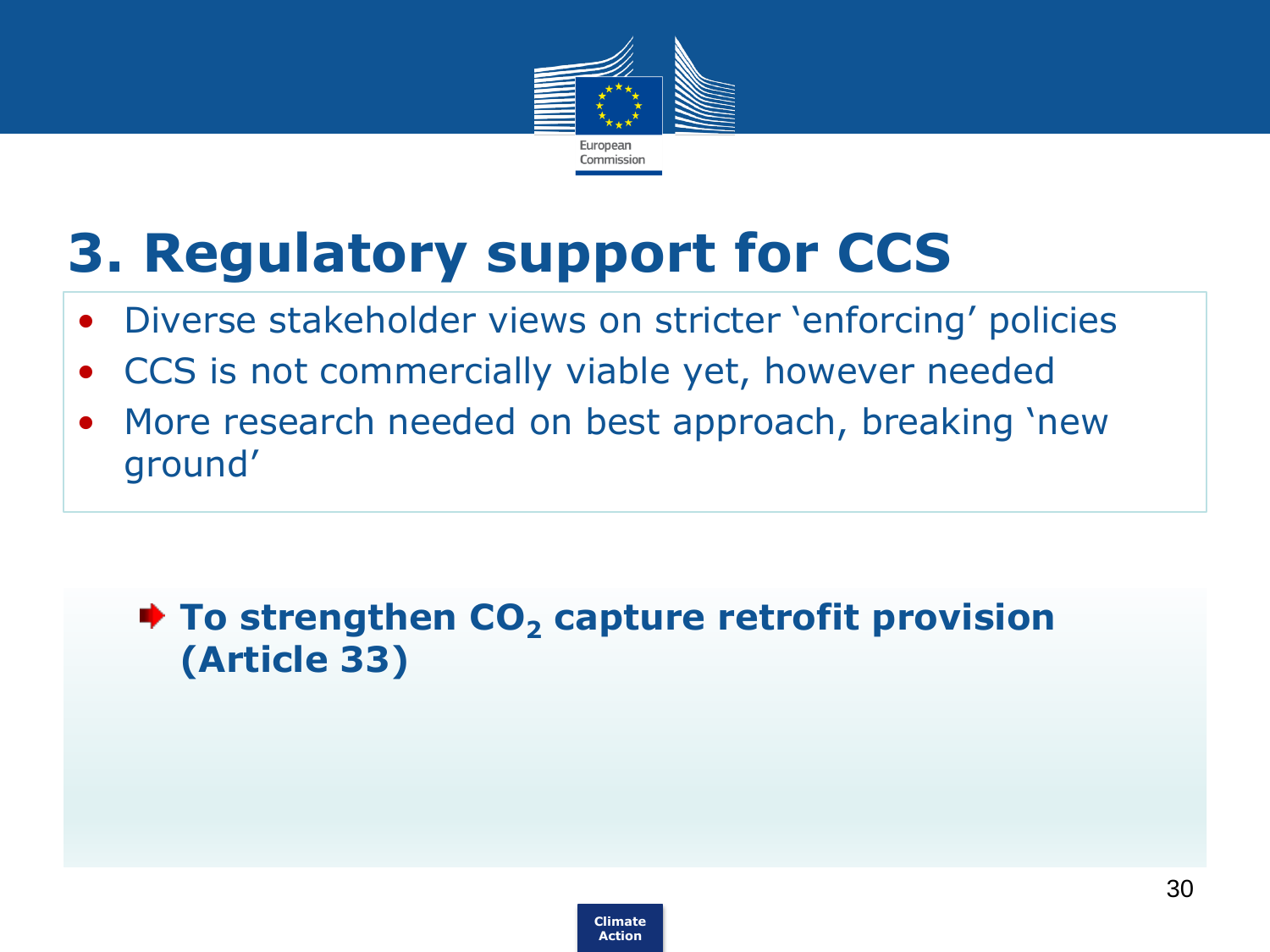# 3. Regulatory support for CCS

- Diverse stakeholder views on stricter ‘enforcing’ policies
- CCS is not commercially viable yet, however needed
- More research needed on best approach, breaking ‘new ground’

➔ **To strengthen $CO_2$ capture retrofit provision (Article 33)**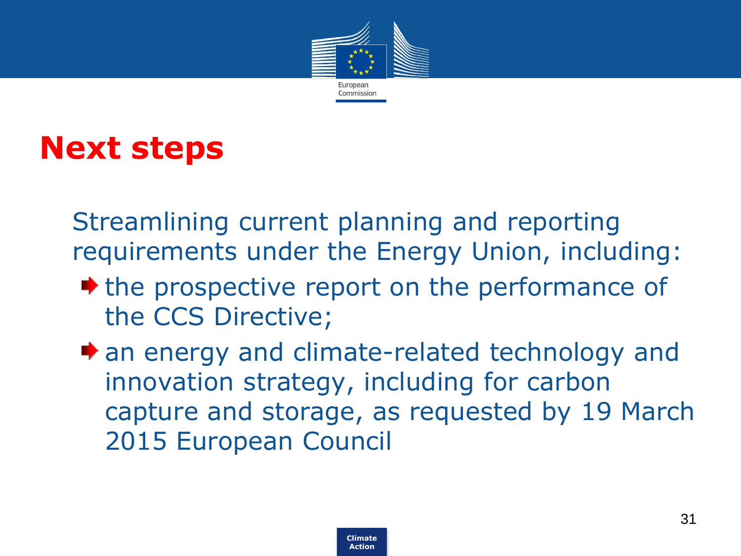# Next steps

Streamlining current planning and reporting requirements under the Energy Union, including:

- the prospective report on the performance of the CCS Directive;
- an energy and climate-related technology and innovation strategy, including for carbon capture and storage, as requested by 19 March 2015 European Council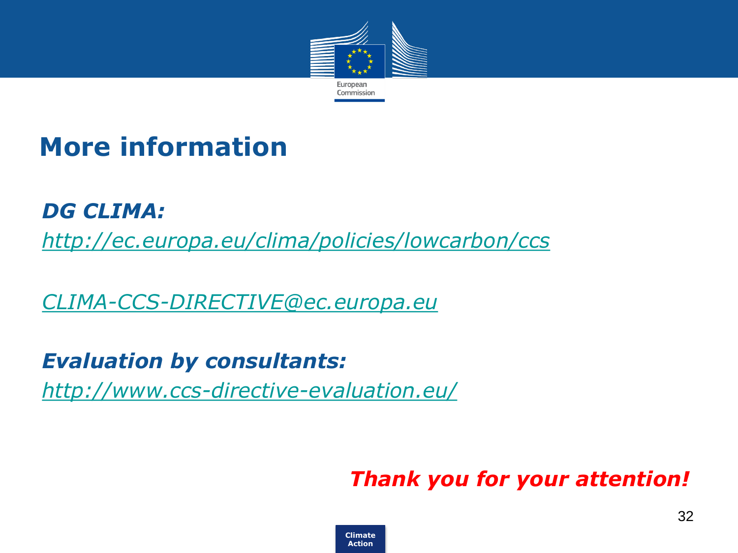# More information

***DG CLIMA:***

*http://ec.europa.eu/clima/policies/lowcarbon/ccs*

*CLIMA-CCS-DIRECTIVE@ec.europa.eu*

***Evaluation by consultants:***

*http://www.ccs-directive-evaluation.eu/*

***Thank you for your attention!***